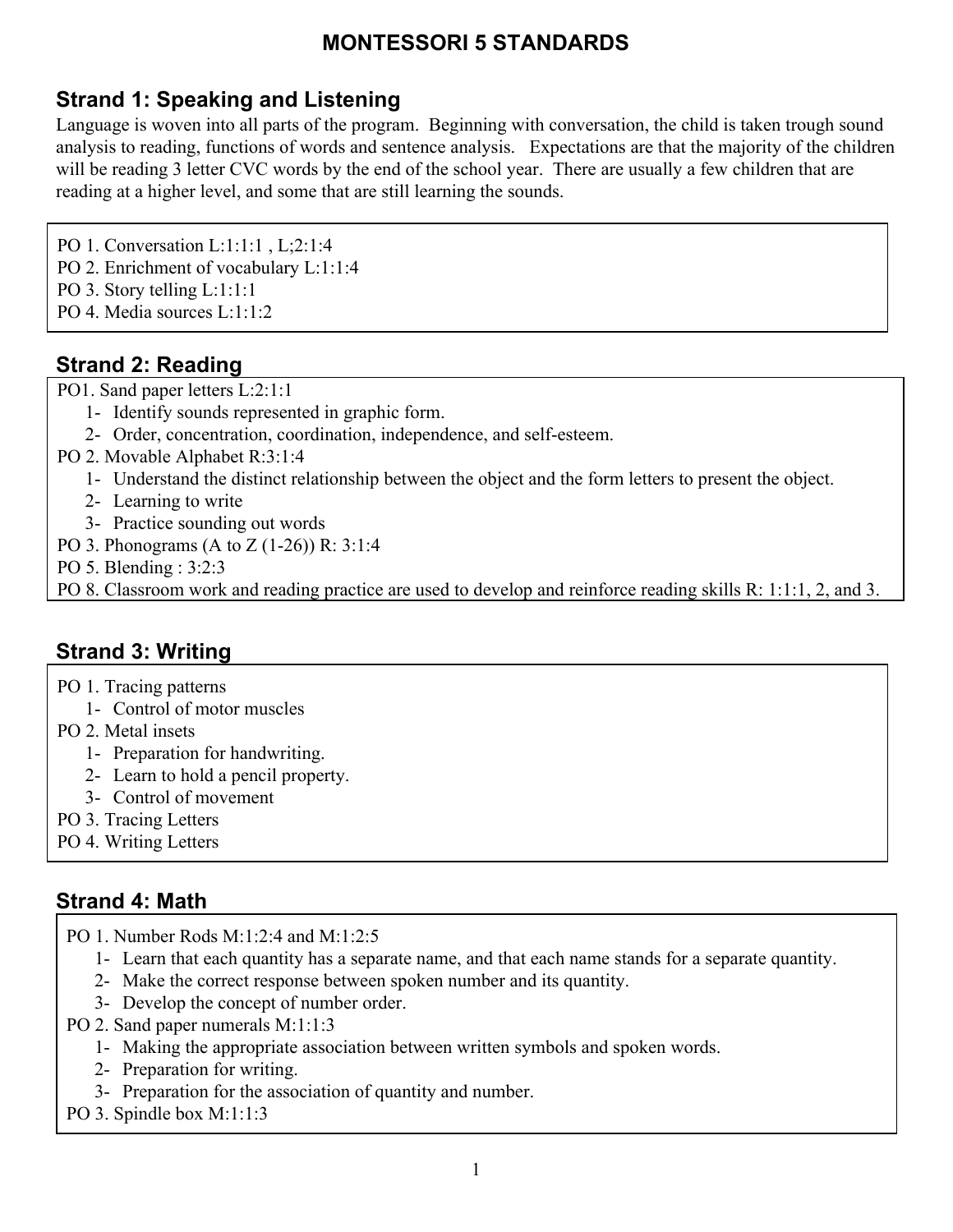# MONTESSORI 5 STANDARDS

## Strand 1: Speaking and Listening

Language is woven into all parts of the program. Beginning with conversation, the child is taken trough sound analysis to reading, functions of words and sentence analysis. Expectations are that the majority of the children will be reading 3 letter CVC words by the end of the school year. There are usually a few children that are reading at a higher level, and some that are still learning the sounds.

PO 1. Conversation L:1:1:1 , L;2:1:4
PO 2. Enrichment of vocabulary L:1:1:4
PO 3. Story telling L:1:1:1
PO 4. Media sources L:1:1:2

## Strand 2: Reading

PO1. Sand paper letters L:2:1:1

1- Identify sounds represented in graphic form.
2- Order, concentration, coordination, independence, and self-esteem.

PO 2. Movable Alphabet R:3:1:4

1- Understand the distinct relationship between the object and the form letters to present the object.
2- Learning to write
3- Practice sounding out words

PO 3. Phonograms (A to Z (1-26)) R: 3:1:4
PO 5. Blending : 3:2:3
PO 8. Classroom work and reading practice are used to develop and reinforce reading skills R: 1:1:1, 2, and 3.

## Strand 3: Writing

PO 1. Tracing patterns

1- Control of motor muscles

PO 2. Metal insets

1- Preparation for handwriting.
2- Learn to hold a pencil property.
3- Control of movement

PO 3. Tracing Letters
PO 4. Writing Letters

## Strand 4: Math

PO 1. Number Rods M:1:2:4 and M:1:2:5

1- Learn that each quantity has a separate name, and that each name stands for a separate quantity.
2- Make the correct response between spoken number and its quantity.
3- Develop the concept of number order.

PO 2. Sand paper numerals M:1:1:3

1- Making the appropriate association between written symbols and spoken words.
2- Preparation for writing.
3- Preparation for the association of quantity and number.

PO 3. Spindle box M:1:1:3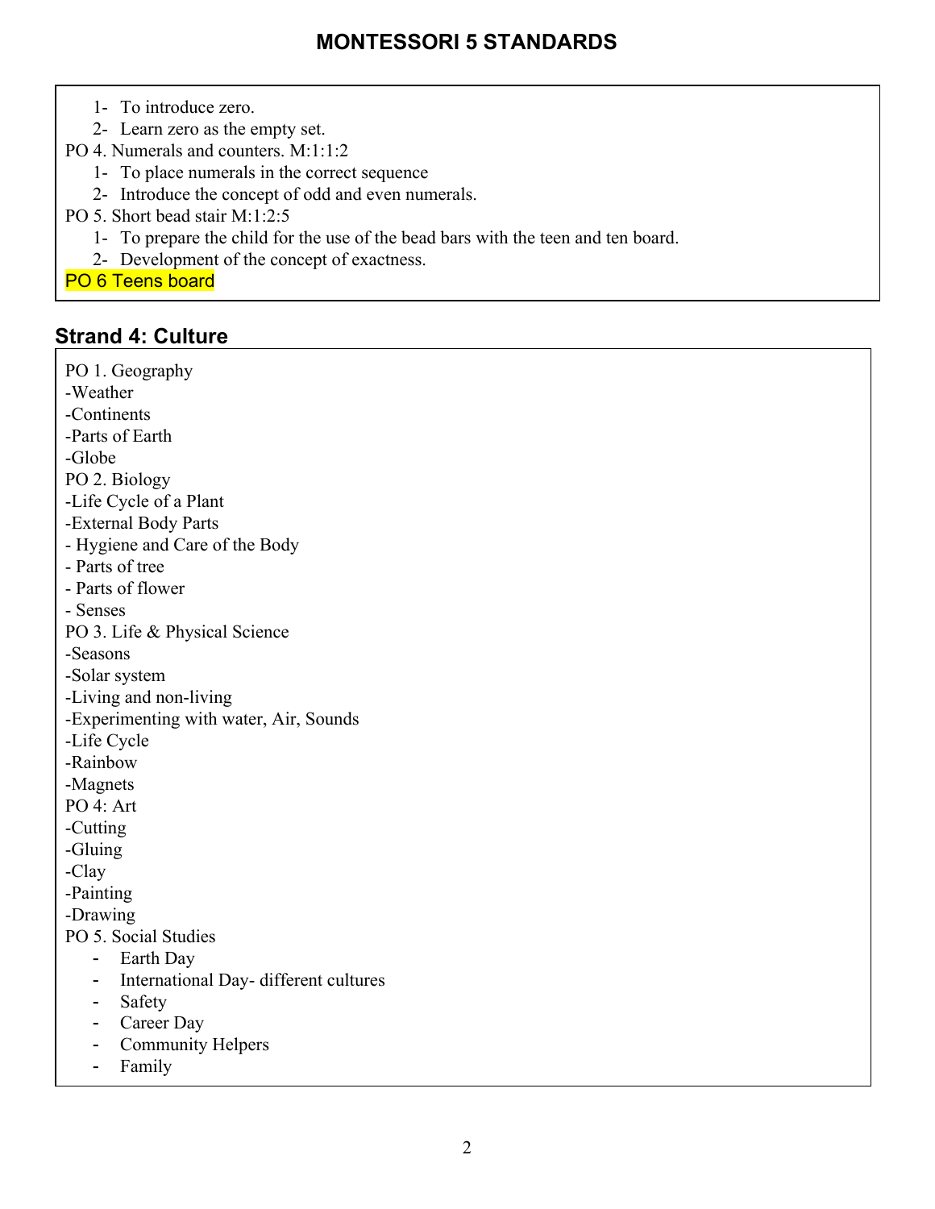1. To introduce zero.
2. Learn zero as the empty set.

PO 4. Numerals and counters. M:1:1:2

1. To place numerals in the correct sequence
2. Introduce the concept of odd and even numerals.

PO 5. Short bead stair M:1:2:5

1. To prepare the child for the use of the bead bars with the teen and ten board.
2. Development of the concept of exactness.

PO 6 Teens board

## Strand 4: Culture

PO 1. Geography
-Weather
-Continents
-Parts of Earth
-Globe
PO 2. Biology
-Life Cycle of a Plant
-External Body Parts
- Hygiene and Care of the Body
- Parts of tree
- Parts of flower
- Senses
PO 3. Life & Physical Science
-Seasons
-Solar system
-Living and non-living
-Experimenting with water, Air, Sounds
-Life Cycle
-Rainbow
-Magnets
PO 4: Art
-Cutting
-Gluing
-Clay
-Painting
-Drawing
PO 5. Social Studies

- Earth Day
- International Day- different cultures
- Safety
- Career Day
- Community Helpers
- Family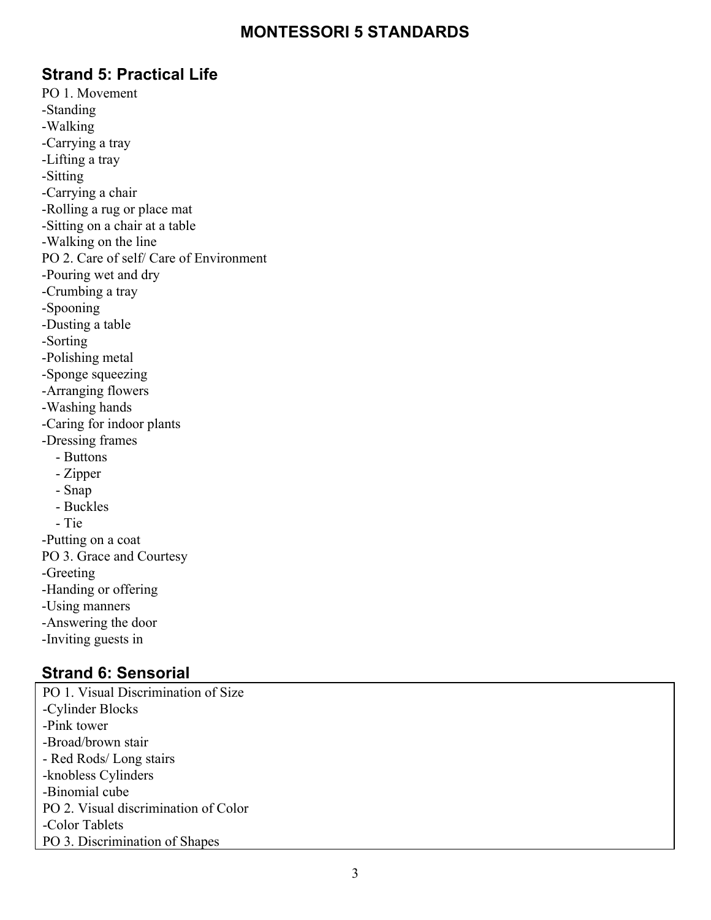# MONTESSORI 5 STANDARDS

## Strand 5: Practical Life

PO 1. Movement
-Standing
-Walking
-Carrying a tray
-Lifting a tray
-Sitting
-Carrying a chair
-Rolling a rug or place mat
-Sitting on a chair at a table
-Walking on the line

PO 2. Care of self/ Care of Environment
-Pouring wet and dry
-Crumbing a tray
-Spooning
-Dusting a table
-Sorting
-Polishing metal
-Sponge squeezing
-Arranging flowers
-Washing hands
-Caring for indoor plants
-Dressing frames
- Buttons
- Zipper
- Snap
- Buckles
- Tie

-Putting on a coat

PO 3. Grace and Courtesy
-Greeting
-Handing or offering
-Using manners
-Answering the door
-Inviting guests in

## Strand 6: Sensorial

PO 1. Visual Discrimination of Size
-Cylinder Blocks
-Pink tower
-Broad/brown stair
- Red Rods/ Long stairs
-knobless Cylinders
-Binomial cube

PO 2. Visual discrimination of Color
-Color Tablets

PO 3. Discrimination of Shapes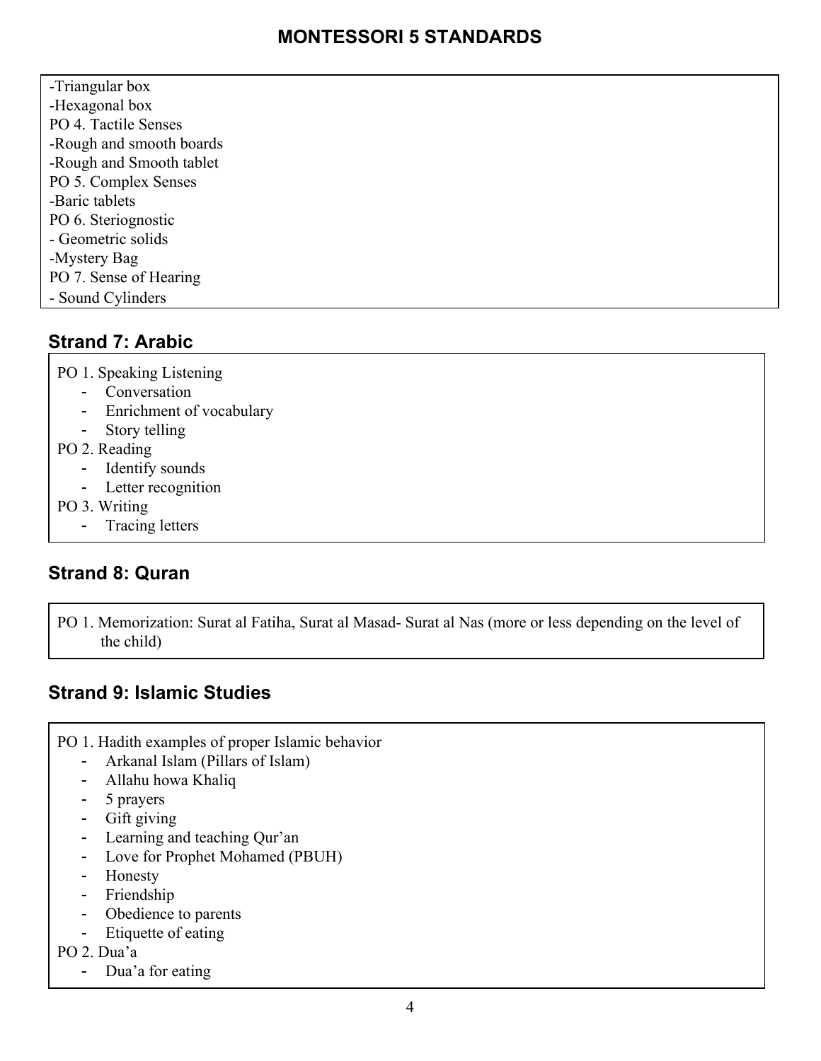-Triangular box
-Hexagonal box
PO 4. Tactile Senses
-Rough and smooth boards
-Rough and Smooth tablet
PO 5. Complex Senses
-Baric tablets
PO 6. Steriognostic
- Geometric solids
-Mystery Bag
PO 7. Sense of Hearing
- Sound Cylinders

## Strand 7: Arabic

PO 1. Speaking Listening
- Conversation
- Enrichment of vocabulary
- Story telling

PO 2. Reading
- Identify sounds
- Letter recognition

PO 3. Writing
- Tracing letters

## Strand 8: Quran

PO 1. Memorization: Surat al Fatiha, Surat al Masad- Surat al Nas (more or less depending on the level of the child)

## Strand 9: Islamic Studies

PO 1. Hadith examples of proper Islamic behavior
- Arkanal Islam (Pillars of Islam)
- Allahu howa Khaliq
- 5 prayers
- Gift giving
- Learning and teaching Qur'an
- Love for Prophet Mohamed (PBUH)
- Honesty
- Friendship
- Obedience to parents
- Etiquette of eating

PO 2. Dua'a
- Dua'a for eating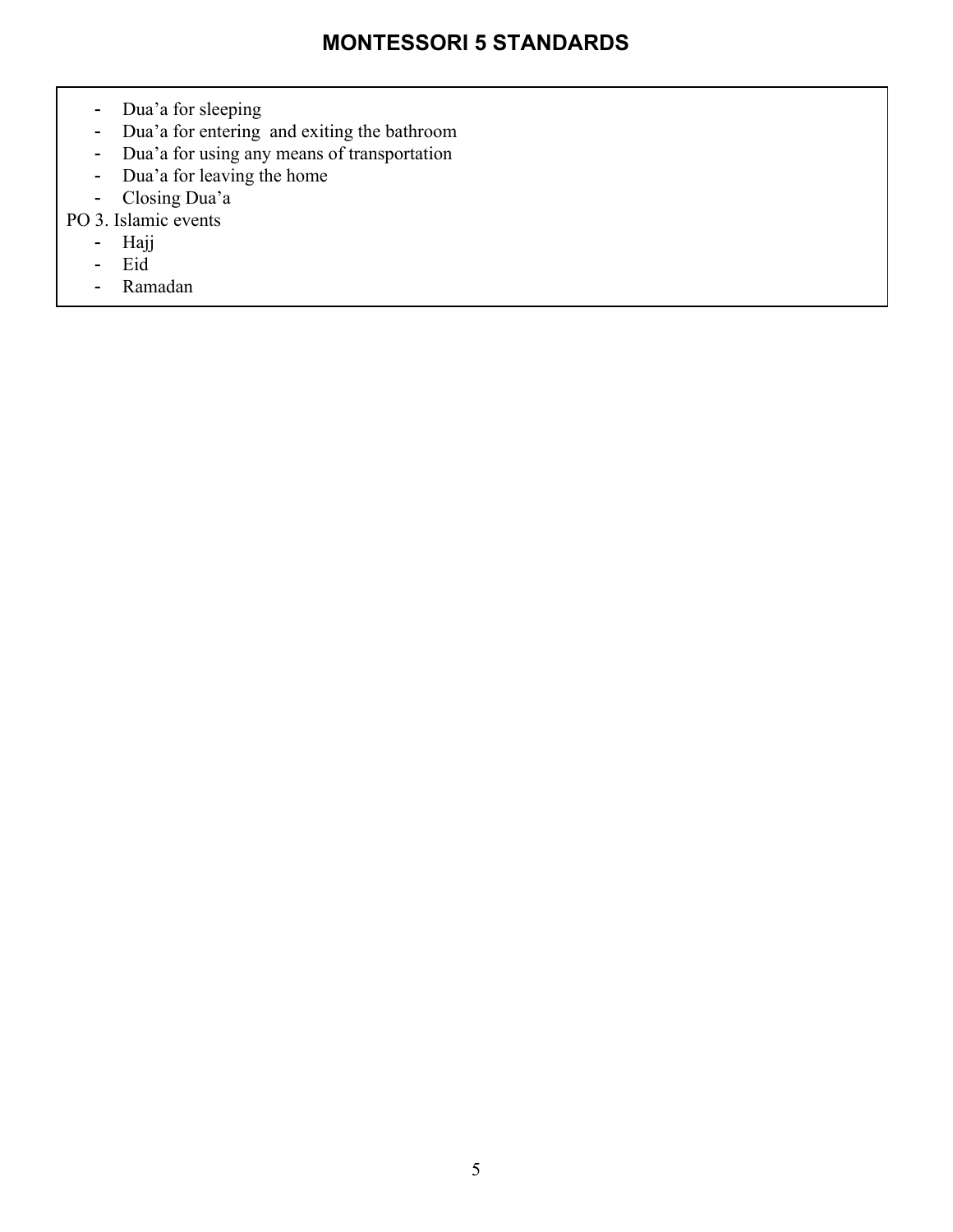- Dua'a for sleeping
- Dua'a for entering and exiting the bathroom
- Dua'a for using any means of transportation
- Dua'a for leaving the home
- Closing Dua'a

PO 3. Islamic events

- Hajj
- Eid
- Ramadan